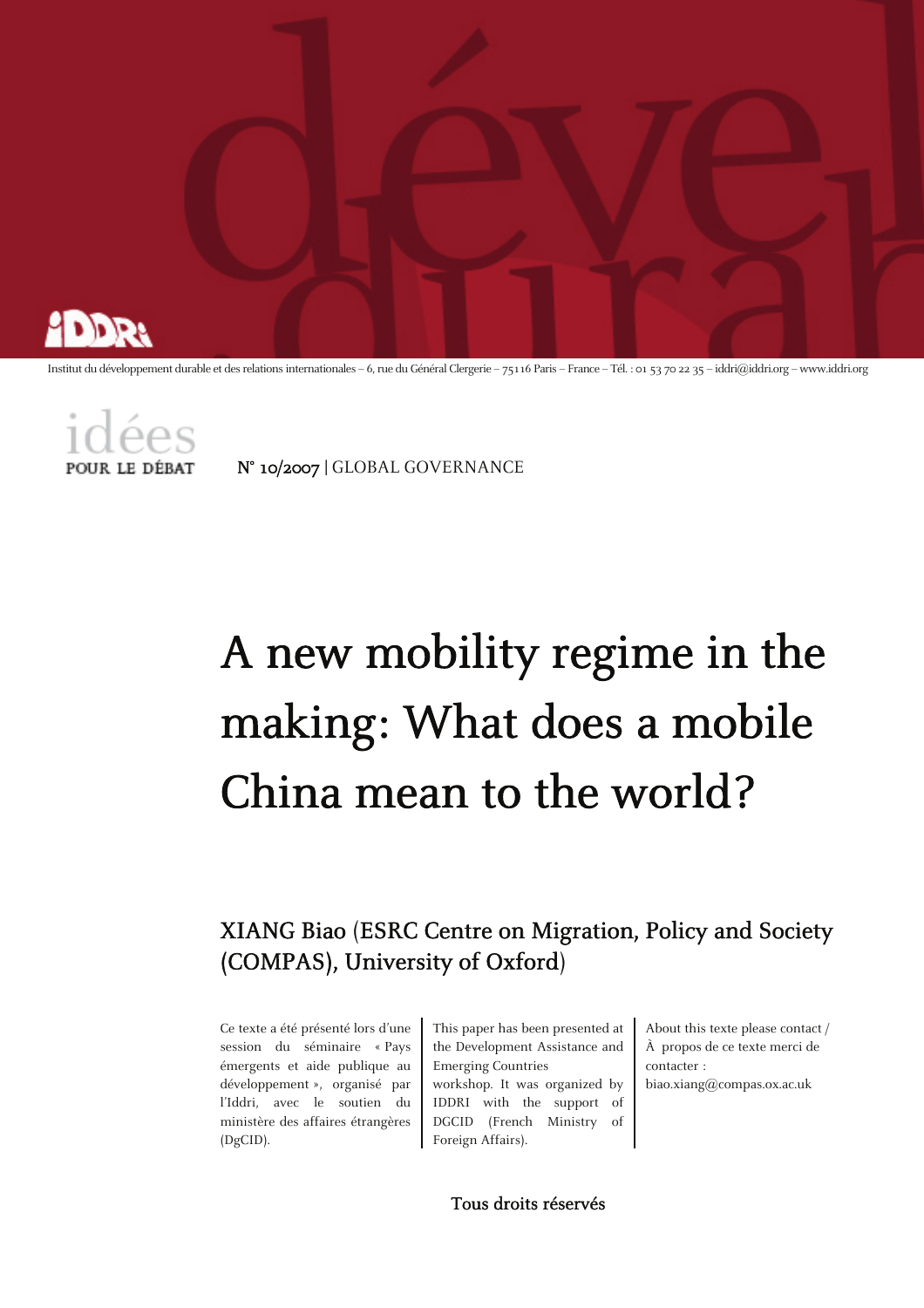Institut du développement durable et des relations internationales – 6, rue du Général Clergerie – 75116 Paris – France – Tél. : 01 53 70 22 35 – iddri@iddri.org – www.iddri.org

idées POUR LE DÉBAT

N° 10/2007 | GLOBAL GOVERNANCE

# A new mobility regime in the making: What does a mobile China mean to the world?

## XIANG Biao (ESRC Centre on Migration, Policy and Society (COMPAS), University of Oxford)

Ce texte a été présenté lors d'une session du séminaire « Pays émergents et aide publique au développement », organisé par l'Iddri, avec le soutien du ministère des affaires étrangères (DgCID).

This paper has been presented at the Development Assistance and Emerging Countries workshop. It was organized by IDDRI with the support of DGCID (French Ministry of Foreign Affairs).

About this texte please contact / À propos de ce texte merci de contacter : biao.xiang@compas.ox.ac.uk

Tous droits réservés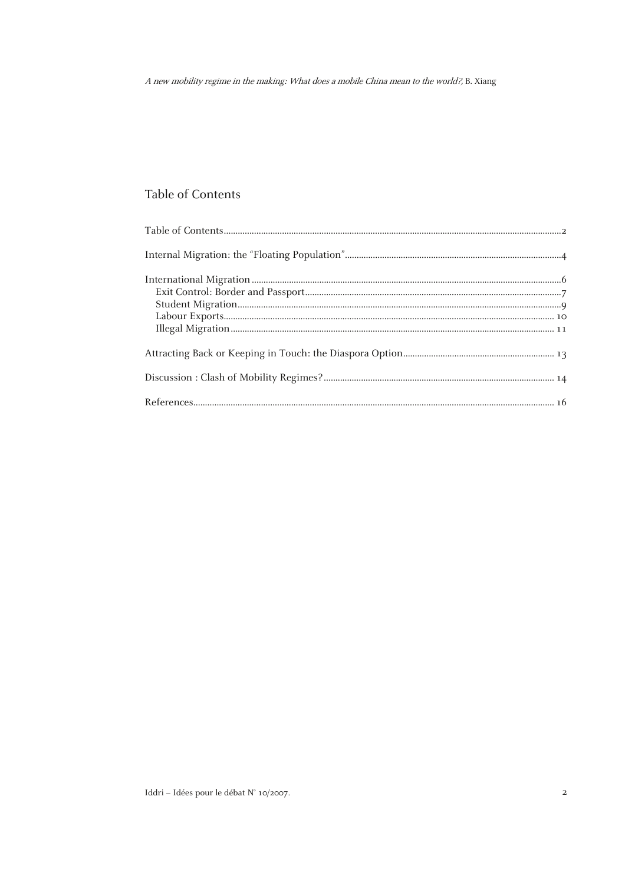## Table of Contents

Table of Contents ........ 2

Internal Migration: the "Floating Population" ........ 4

International Migration ........ 6
- Exit Control: Border and Passport ........ 7
- Student Migration ........ 9
- Labour Exports ........ 10
- Illegal Migration ........ 11

Attracting Back or Keeping in Touch: the Diaspora Option ........ 13

Discussion : Clash of Mobility Regimes? ........ 14

References ........ 16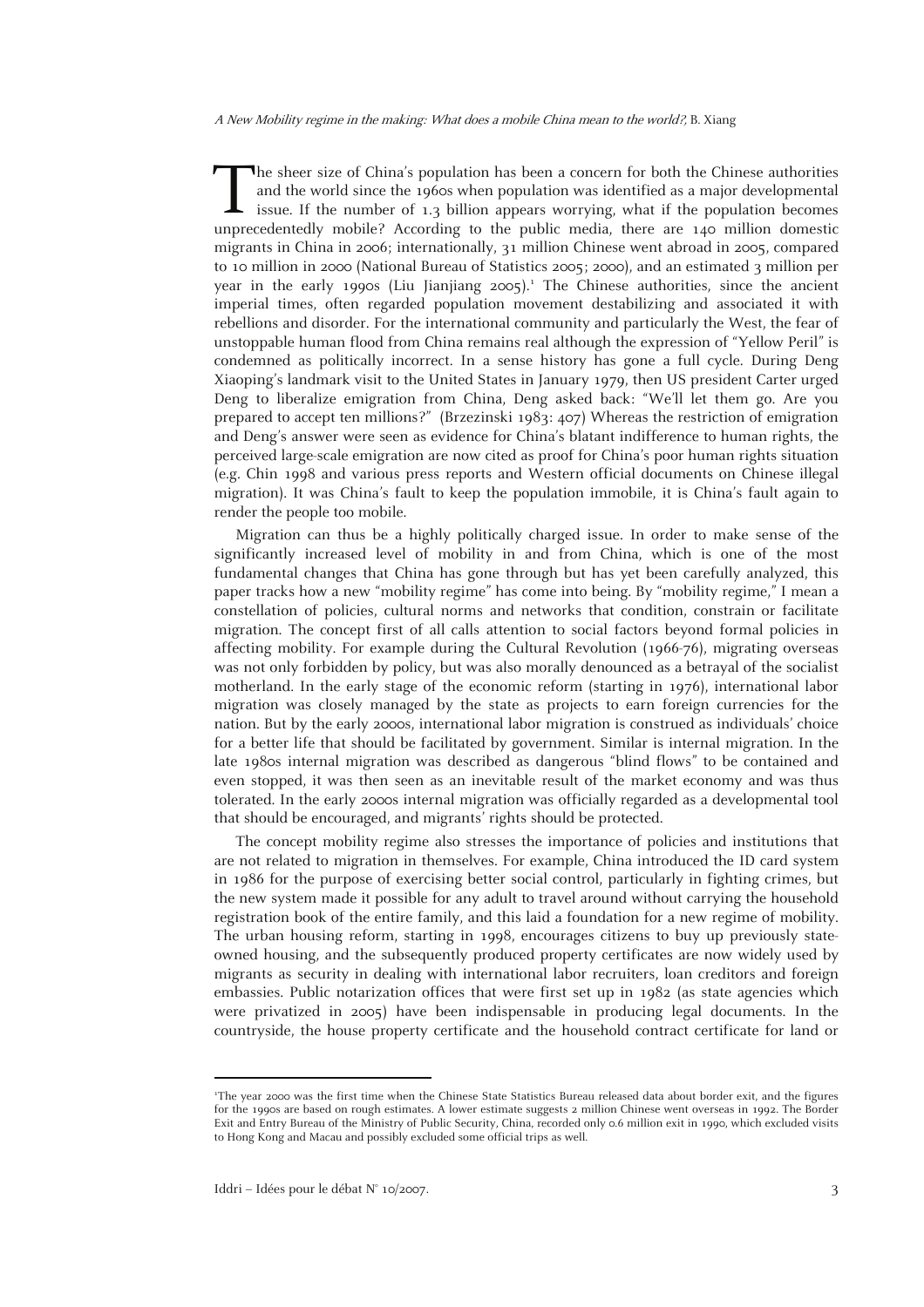The sheer size of China's population has been a concern for both the Chinese authorities and the world since the 1960s when population was identified as a major developmental issue. If the number of 1.3 billion appears worrying, what if the population becomes unprecedentedly mobile? According to the public media, there are 140 million domestic migrants in China in 2006; internationally, 31 million Chinese went abroad in 2005, compared to 10 million in 2000 (National Bureau of Statistics 2005; 2000), and an estimated 3 million per year in the early 1990s (Liu Jianjiang 2005).[1] The Chinese authorities, since the ancient imperial times, often regarded population movement destabilizing and associated it with rebellions and disorder. For the international community and particularly the West, the fear of unstoppable human flood from China remains real although the expression of "Yellow Peril" is condemned as politically incorrect. In a sense history has gone a full cycle. During Deng Xiaoping's landmark visit to the United States in January 1979, then US president Carter urged Deng to liberalize emigration from China, Deng asked back: "We'll let them go. Are you prepared to accept ten millions?" (Brzezinski 1983: 407) Whereas the restriction of emigration and Deng's answer were seen as evidence for China's blatant indifference to human rights, the perceived large-scale emigration are now cited as proof for China's poor human rights situation (e.g. Chin 1998 and various press reports and Western official documents on Chinese illegal migration). It was China's fault to keep the population immobile, it is China's fault again to render the people too mobile.

Migration can thus be a highly politically charged issue. In order to make sense of the significantly increased level of mobility in and from China, which is one of the most fundamental changes that China has gone through but has yet been carefully analyzed, this paper tracks how a new "mobility regime" has come into being. By "mobility regime," I mean a constellation of policies, cultural norms and networks that condition, constrain or facilitate migration. The concept first of all calls attention to social factors beyond formal policies in affecting mobility. For example during the Cultural Revolution (1966-76), migrating overseas was not only forbidden by policy, but was also morally denounced as a betrayal of the socialist motherland. In the early stage of the economic reform (starting in 1976), international labor migration was closely managed by the state as projects to earn foreign currencies for the nation. But by the early 2000s, international labor migration is construed as individuals' choice for a better life that should be facilitated by government. Similar is internal migration. In the late 1980s internal migration was described as dangerous "blind flows" to be contained and even stopped, it was then seen as an inevitable result of the market economy and was thus tolerated. In the early 2000s internal migration was officially regarded as a developmental tool that should be encouraged, and migrants' rights should be protected.

The concept mobility regime also stresses the importance of policies and institutions that are not related to migration in themselves. For example, China introduced the ID card system in 1986 for the purpose of exercising better social control, particularly in fighting crimes, but the new system made it possible for any adult to travel around without carrying the household registration book of the entire family, and this laid a foundation for a new regime of mobility. The urban housing reform, starting in 1998, encourages citizens to buy up previously state-owned housing, and the subsequently produced property certificates are now widely used by migrants as security in dealing with international labor recruiters, loan creditors and foreign embassies. Public notarization offices that were first set up in 1982 (as state agencies which were privatized in 2005) have been indispensable in producing legal documents. In the countryside, the house property certificate and the household contract certificate for land or

[1] The year 2000 was the first time when the Chinese State Statistics Bureau released data about border exit, and the figures for the 1990s are based on rough estimates. A lower estimate suggests 2 million Chinese went overseas in 1992. The Border Exit and Entry Bureau of the Ministry of Public Security, China, recorded only 0.6 million exit in 1990, which excluded visits to Hong Kong and Macau and possibly excluded some official trips as well.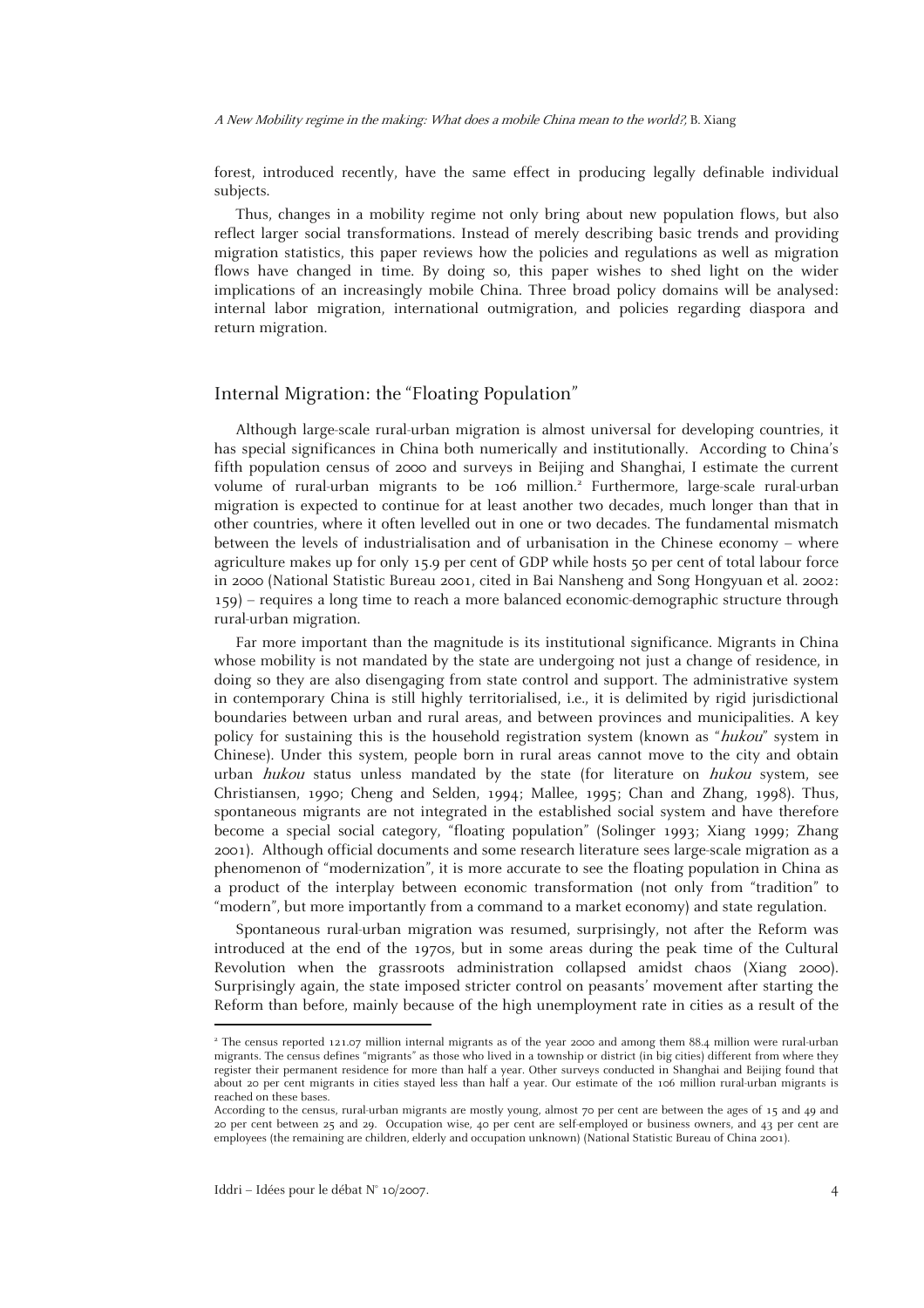forest, introduced recently, have the same effect in producing legally definable individual subjects.

Thus, changes in a mobility regime not only bring about new population flows, but also reflect larger social transformations. Instead of merely describing basic trends and providing migration statistics, this paper reviews how the policies and regulations as well as migration flows have changed in time. By doing so, this paper wishes to shed light on the wider implications of an increasingly mobile China. Three broad policy domains will be analysed: internal labor migration, international outmigration, and policies regarding diaspora and return migration.

## Internal Migration: the "Floating Population"

Although large-scale rural-urban migration is almost universal for developing countries, it has special significances in China both numerically and institutionally. According to China's fifth population census of 2000 and surveys in Beijing and Shanghai, I estimate the current volume of rural-urban migrants to be 106 million.[2] Furthermore, large-scale rural-urban migration is expected to continue for at least another two decades, much longer than that in other countries, where it often levelled out in one or two decades. The fundamental mismatch between the levels of industrialisation and of urbanisation in the Chinese economy – where agriculture makes up for only 15.9 per cent of GDP while hosts 50 per cent of total labour force in 2000 (National Statistic Bureau 2001, cited in Bai Nansheng and Song Hongyuan et al. 2002: 159) – requires a long time to reach a more balanced economic-demographic structure through rural-urban migration.

Far more important than the magnitude is its institutional significance. Migrants in China whose mobility is not mandated by the state are undergoing not just a change of residence, in doing so they are also disengaging from state control and support. The administrative system in contemporary China is still highly territorialised, i.e., it is delimited by rigid jurisdictional boundaries between urban and rural areas, and between provinces and municipalities. A key policy for sustaining this is the household registration system (known as "*hukou*" system in Chinese). Under this system, people born in rural areas cannot move to the city and obtain urban *hukou* status unless mandated by the state (for literature on *hukou* system, see Christiansen, 1990; Cheng and Selden, 1994; Mallee, 1995; Chan and Zhang, 1998). Thus, spontaneous migrants are not integrated in the established social system and have therefore become a special social category, "floating population" (Solinger 1993; Xiang 1999; Zhang 2001). Although official documents and some research literature sees large-scale migration as a phenomenon of "modernization", it is more accurate to see the floating population in China as a product of the interplay between economic transformation (not only from "tradition" to "modern", but more importantly from a command to a market economy) and state regulation.

Spontaneous rural-urban migration was resumed, surprisingly, not after the Reform was introduced at the end of the 1970s, but in some areas during the peak time of the Cultural Revolution when the grassroots administration collapsed amidst chaos (Xiang 2000). Surprisingly again, the state imposed stricter control on peasants' movement after starting the Reform than before, mainly because of the high unemployment rate in cities as a result of the

---

[2] The census reported 121.07 million internal migrants as of the year 2000 and among them 88.4 million were rural-urban migrants. The census defines "migrants" as those who lived in a township or district (in big cities) different from where they register their permanent residence for more than half a year. Other surveys conducted in Shanghai and Beijing found that about 20 per cent migrants in cities stayed less than half a year. Our estimate of the 106 million rural-urban migrants is reached on these bases.

According to the census, rural-urban migrants are mostly young, almost 70 per cent are between the ages of 15 and 49 and 20 per cent between 25 and 29. Occupation wise, 40 per cent are self-employed or business owners, and 43 per cent are employees (the remaining are children, elderly and occupation unknown) (National Statistic Bureau of China 2001).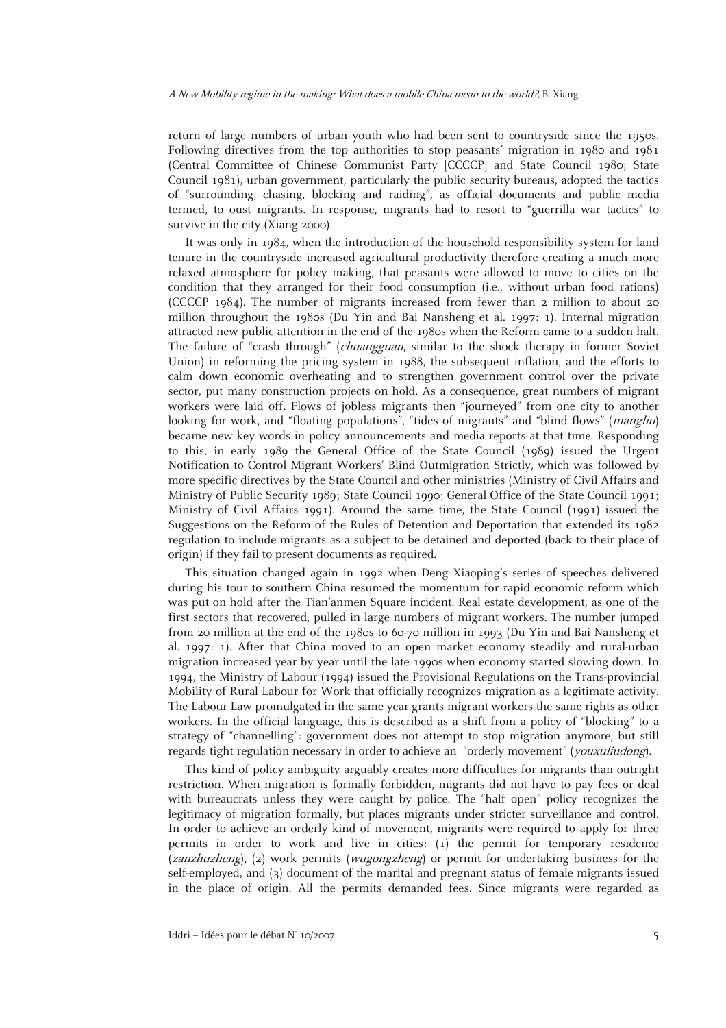return of large numbers of urban youth who had been sent to countryside since the 1950s. Following directives from the top authorities to stop peasants' migration in 1980 and 1981 (Central Committee of Chinese Communist Party [CCCCP] and State Council 1980; State Council 1981), urban government, particularly the public security bureaus, adopted the tactics of "surrounding, chasing, blocking and raiding", as official documents and public media termed, to oust migrants. In response, migrants had to resort to "guerrilla war tactics" to survive in the city (Xiang 2000).

It was only in 1984, when the introduction of the household responsibility system for land tenure in the countryside increased agricultural productivity therefore creating a much more relaxed atmosphere for policy making, that peasants were allowed to move to cities on the condition that they arranged for their food consumption (i.e., without urban food rations) (CCCCP 1984). The number of migrants increased from fewer than 2 million to about 20 million throughout the 1980s (Du Yin and Bai Nansheng et al. 1997: 1). Internal migration attracted new public attention in the end of the 1980s when the Reform came to a sudden halt. The failure of "crash through" (*chuangguan*, similar to the shock therapy in former Soviet Union) in reforming the pricing system in 1988, the subsequent inflation, and the efforts to calm down economic overheating and to strengthen government control over the private sector, put many construction projects on hold. As a consequence, great numbers of migrant workers were laid off. Flows of jobless migrants then "journeyed" from one city to another looking for work, and "floating populations", "tides of migrants" and "blind flows" (*mangliu*) became new key words in policy announcements and media reports at that time. Responding to this, in early 1989 the General Office of the State Council (1989) issued the Urgent Notification to Control Migrant Workers' Blind Outmigration Strictly, which was followed by more specific directives by the State Council and other ministries (Ministry of Civil Affairs and Ministry of Public Security 1989; State Council 1990; General Office of the State Council 1991; Ministry of Civil Affairs 1991). Around the same time, the State Council (1991) issued the Suggestions on the Reform of the Rules of Detention and Deportation that extended its 1982 regulation to include migrants as a subject to be detained and deported (back to their place of origin) if they fail to present documents as required.

This situation changed again in 1992 when Deng Xiaoping's series of speeches delivered during his tour to southern China resumed the momentum for rapid economic reform which was put on hold after the Tian'anmen Square incident. Real estate development, as one of the first sectors that recovered, pulled in large numbers of migrant workers. The number jumped from 20 million at the end of the 1980s to 60-70 million in 1993 (Du Yin and Bai Nansheng et al. 1997: 1). After that China moved to an open market economy steadily and rural-urban migration increased year by year until the late 1990s when economy started slowing down. In 1994, the Ministry of Labour (1994) issued the Provisional Regulations on the Trans-provincial Mobility of Rural Labour for Work that officially recognizes migration as a legitimate activity. The Labour Law promulgated in the same year grants migrant workers the same rights as other workers. In the official language, this is described as a shift from a policy of "blocking" to a strategy of "channelling": government does not attempt to stop migration anymore, but still regards tight regulation necessary in order to achieve an "orderly movement" (*youxuliudong*).

This kind of policy ambiguity arguably creates more difficulties for migrants than outright restriction. When migration is formally forbidden, migrants did not have to pay fees or deal with bureaucrats unless they were caught by police. The "half open" policy recognizes the legitimacy of migration formally, but places migrants under stricter surveillance and control. In order to achieve an orderly kind of movement, migrants were required to apply for three permits in order to work and live in cities: (1) the permit for temporary residence (*zanzhuzheng*), (2) work permits (*wugongzheng*) or permit for undertaking business for the self-employed, and (3) document of the marital and pregnant status of female migrants issued in the place of origin. All the permits demanded fees. Since migrants were regarded as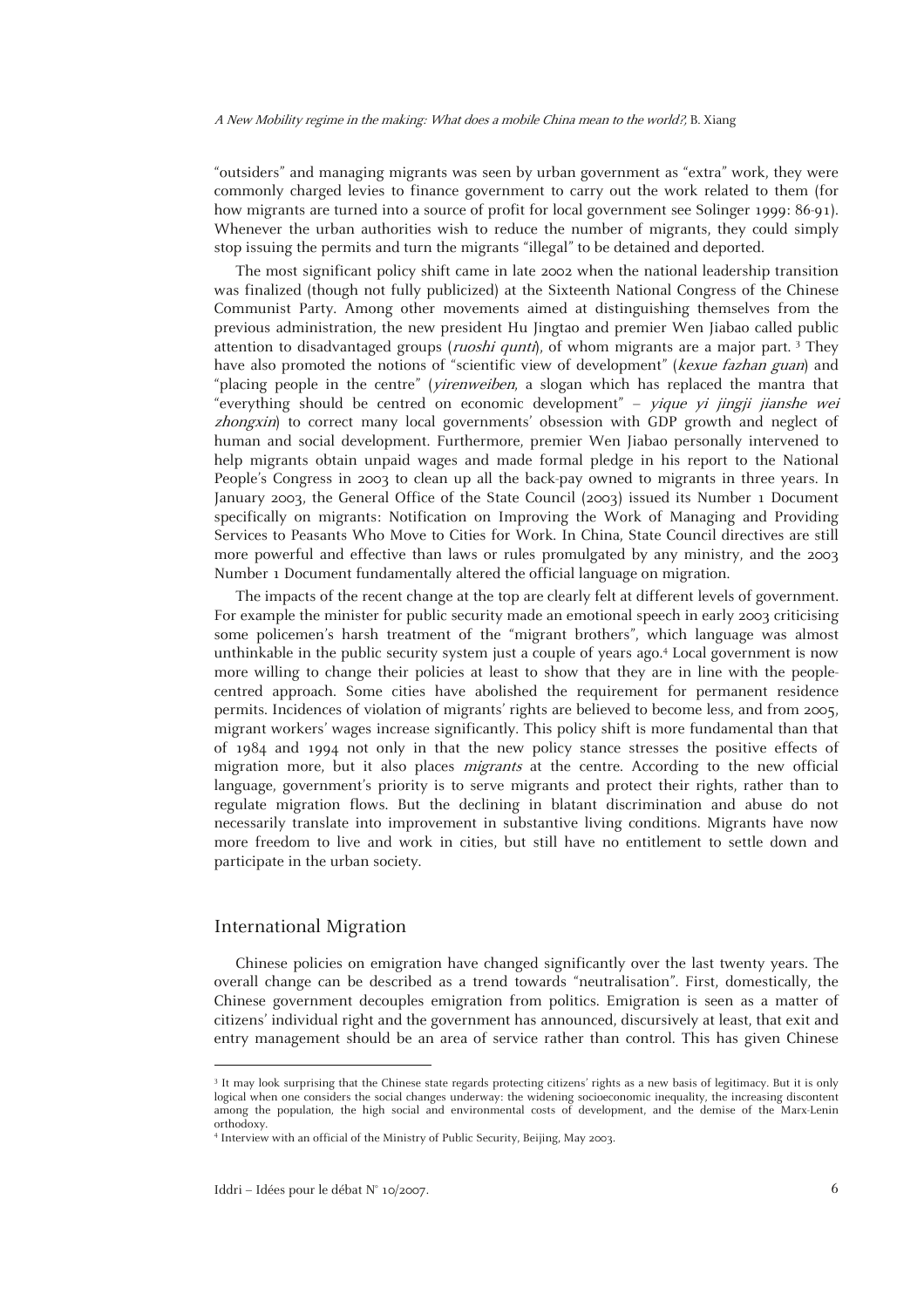"outsiders" and managing migrants was seen by urban government as "extra" work, they were commonly charged levies to finance government to carry out the work related to them (for how migrants are turned into a source of profit for local government see Solinger 1999: 86-91). Whenever the urban authorities wish to reduce the number of migrants, they could simply stop issuing the permits and turn the migrants "illegal" to be detained and deported.

The most significant policy shift came in late 2002 when the national leadership transition was finalized (though not fully publicized) at the Sixteenth National Congress of the Chinese Communist Party. Among other movements aimed at distinguishing themselves from the previous administration, the new president Hu Jingtao and premier Wen Jiabao called public attention to disadvantaged groups (*ruoshi qunti*), of whom migrants are a major part. [3] They have also promoted the notions of "scientific view of development" (*kexue fazhan guan*) and "placing people in the centre" (*yirenweiben*, a slogan which has replaced the mantra that "everything should be centred on economic development" – *yique yi jingji jianshe wei zhongxin*) to correct many local governments' obsession with GDP growth and neglect of human and social development. Furthermore, premier Wen Jiabao personally intervened to help migrants obtain unpaid wages and made formal pledge in his report to the National People's Congress in 2003 to clean up all the back-pay owned to migrants in three years. In January 2003, the General Office of the State Council (2003) issued its Number 1 Document specifically on migrants: Notification on Improving the Work of Managing and Providing Services to Peasants Who Move to Cities for Work. In China, State Council directives are still more powerful and effective than laws or rules promulgated by any ministry, and the 2003 Number 1 Document fundamentally altered the official language on migration.

The impacts of the recent change at the top are clearly felt at different levels of government. For example the minister for public security made an emotional speech in early 2003 criticising some policemen's harsh treatment of the "migrant brothers", which language was almost unthinkable in the public security system just a couple of years ago.[4] Local government is now more willing to change their policies at least to show that they are in line with the people-centred approach. Some cities have abolished the requirement for permanent residence permits. Incidences of violation of migrants' rights are believed to become less, and from 2005, migrant workers' wages increase significantly. This policy shift is more fundamental than that of 1984 and 1994 not only in that the new policy stance stresses the positive effects of migration more, but it also places *migrants* at the centre. According to the new official language, government's priority is to serve migrants and protect their rights, rather than to regulate migration flows. But the declining in blatant discrimination and abuse do not necessarily translate into improvement in substantive living conditions. Migrants have now more freedom to live and work in cities, but still have no entitlement to settle down and participate in the urban society.

## International Migration

Chinese policies on emigration have changed significantly over the last twenty years. The overall change can be described as a trend towards "neutralisation". First, domestically, the Chinese government decouples emigration from politics. Emigration is seen as a matter of citizens' individual right and the government has announced, discursively at least, that exit and entry management should be an area of service rather than control. This has given Chinese

---

[3] It may look surprising that the Chinese state regards protecting citizens' rights as a new basis of legitimacy. But it is only logical when one considers the social changes underway: the widening socioeconomic inequality, the increasing discontent among the population, the high social and environmental costs of development, and the demise of the Marx-Lenin orthodoxy.

[4] Interview with an official of the Ministry of Public Security, Beijing, May 2003.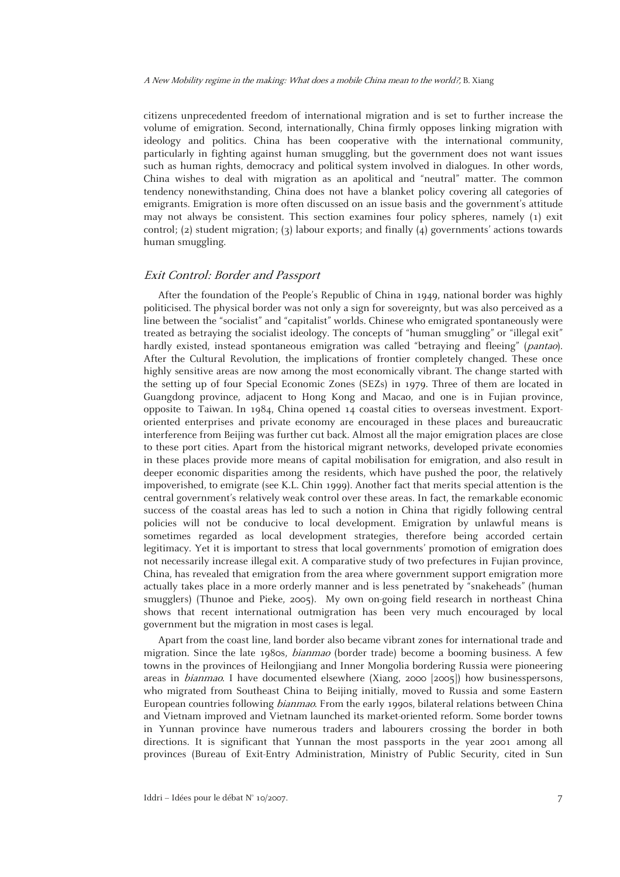citizens unprecedented freedom of international migration and is set to further increase the volume of emigration. Second, internationally, China firmly opposes linking migration with ideology and politics. China has been cooperative with the international community, particularly in fighting against human smuggling, but the government does not want issues such as human rights, democracy and political system involved in dialogues. In other words, China wishes to deal with migration as an apolitical and "neutral" matter. The common tendency nonewithstanding, China does not have a blanket policy covering all categories of emigrants. Emigration is more often discussed on an issue basis and the government's attitude may not always be consistent. This section examines four policy spheres, namely (1) exit control; (2) student migration; (3) labour exports; and finally (4) governments' actions towards human smuggling.

### *Exit Control: Border and Passport*

After the foundation of the People's Republic of China in 1949, national border was highly politicised. The physical border was not only a sign for sovereignty, but was also perceived as a line between the "socialist" and "capitalist" worlds. Chinese who emigrated spontaneously were treated as betraying the socialist ideology. The concepts of "human smuggling" or "illegal exit" hardly existed, instead spontaneous emigration was called "betraying and fleeing" (*pantao*). After the Cultural Revolution, the implications of frontier completely changed. These once highly sensitive areas are now among the most economically vibrant. The change started with the setting up of four Special Economic Zones (SEZs) in 1979. Three of them are located in Guangdong province, adjacent to Hong Kong and Macao, and one is in Fujian province, opposite to Taiwan. In 1984, China opened 14 coastal cities to overseas investment. Export-oriented enterprises and private economy are encouraged in these places and bureaucratic interference from Beijing was further cut back. Almost all the major emigration places are close to these port cities. Apart from the historical migrant networks, developed private economies in these places provide more means of capital mobilisation for emigration, and also result in deeper economic disparities among the residents, which have pushed the poor, the relatively impoverished, to emigrate (see K.L. Chin 1999). Another fact that merits special attention is the central government's relatively weak control over these areas. In fact, the remarkable economic success of the coastal areas has led to such a notion in China that rigidly following central policies will not be conducive to local development. Emigration by unlawful means is sometimes regarded as local development strategies, therefore being accorded certain legitimacy. Yet it is important to stress that local governments' promotion of emigration does not necessarily increase illegal exit. A comparative study of two prefectures in Fujian province, China, has revealed that emigration from the area where government support emigration more actually takes place in a more orderly manner and is less penetrated by "snakeheads" (human smugglers) (Thunoe and Pieke, 2005). My own on-going field research in northeast China shows that recent international outmigration has been very much encouraged by local government but the migration in most cases is legal.

Apart from the coast line, land border also became vibrant zones for international trade and migration. Since the late 1980s, *bianmao* (border trade) become a booming business. A few towns in the provinces of Heilongjiang and Inner Mongolia bordering Russia were pioneering areas in *bianmao*. I have documented elsewhere (Xiang, 2000 [2005]) how businesspersons, who migrated from Southeast China to Beijing initially, moved to Russia and some Eastern European countries following *bianmao*. From the early 1990s, bilateral relations between China and Vietnam improved and Vietnam launched its market-oriented reform. Some border towns in Yunnan province have numerous traders and labourers crossing the border in both directions. It is significant that Yunnan the most passports in the year 2001 among all provinces (Bureau of Exit-Entry Administration, Ministry of Public Security, cited in Sun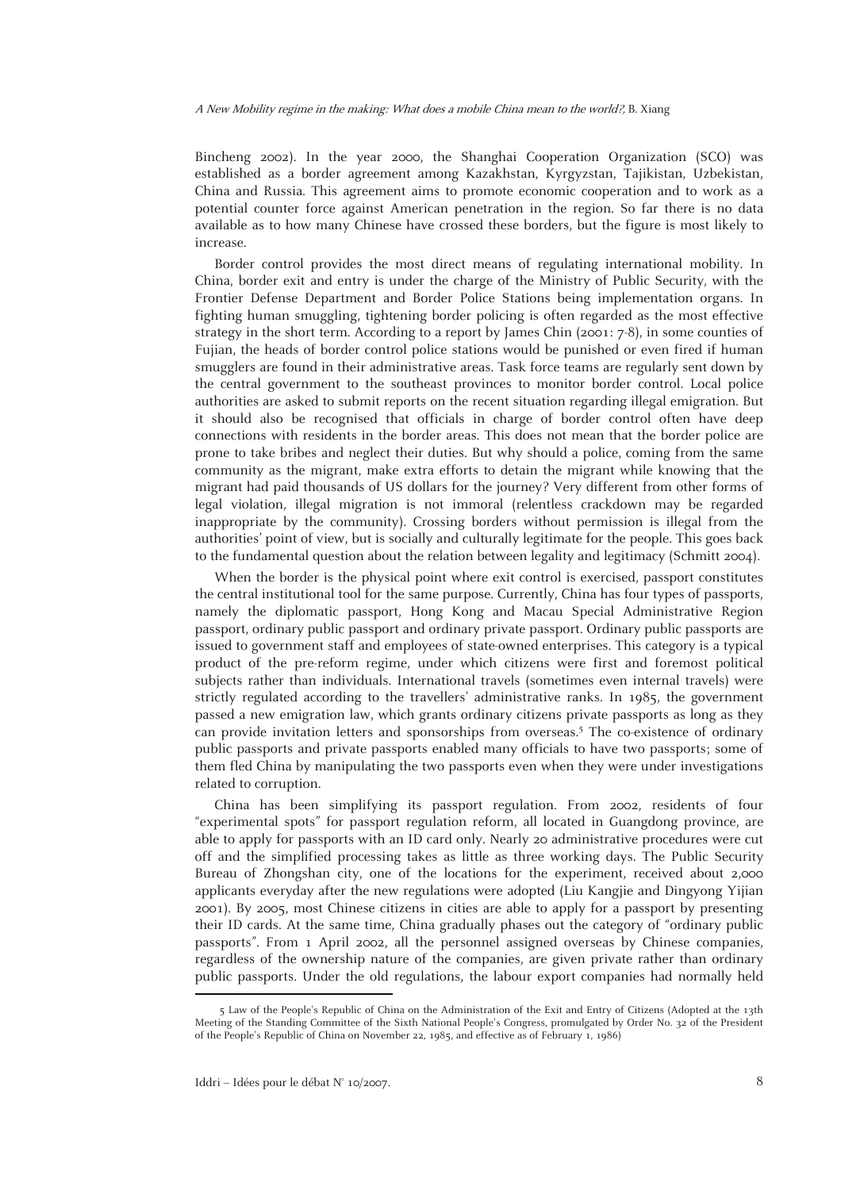Bincheng 2002). In the year 2000, the Shanghai Cooperation Organization (SCO) was established as a border agreement among Kazakhstan, Kyrgyzstan, Tajikistan, Uzbekistan, China and Russia. This agreement aims to promote economic cooperation and to work as a potential counter force against American penetration in the region. So far there is no data available as to how many Chinese have crossed these borders, but the figure is most likely to increase.

Border control provides the most direct means of regulating international mobility. In China, border exit and entry is under the charge of the Ministry of Public Security, with the Frontier Defense Department and Border Police Stations being implementation organs. In fighting human smuggling, tightening border policing is often regarded as the most effective strategy in the short term. According to a report by James Chin (2001: 7-8), in some counties of Fujian, the heads of border control police stations would be punished or even fired if human smugglers are found in their administrative areas. Task force teams are regularly sent down by the central government to the southeast provinces to monitor border control. Local police authorities are asked to submit reports on the recent situation regarding illegal emigration. But it should also be recognised that officials in charge of border control often have deep connections with residents in the border areas. This does not mean that the border police are prone to take bribes and neglect their duties. But why should a police, coming from the same community as the migrant, make extra efforts to detain the migrant while knowing that the migrant had paid thousands of US dollars for the journey? Very different from other forms of legal violation, illegal migration is not immoral (relentless crackdown may be regarded inappropriate by the community). Crossing borders without permission is illegal from the authorities' point of view, but is socially and culturally legitimate for the people. This goes back to the fundamental question about the relation between legality and legitimacy (Schmitt 2004).

When the border is the physical point where exit control is exercised, passport constitutes the central institutional tool for the same purpose. Currently, China has four types of passports, namely the diplomatic passport, Hong Kong and Macau Special Administrative Region passport, ordinary public passport and ordinary private passport. Ordinary public passports are issued to government staff and employees of state-owned enterprises. This category is a typical product of the pre-reform regime, under which citizens were first and foremost political subjects rather than individuals. International travels (sometimes even internal travels) were strictly regulated according to the travellers' administrative ranks. In 1985, the government passed a new emigration law, which grants ordinary citizens private passports as long as they can provide invitation letters and sponsorships from overseas.[5] The co-existence of ordinary public passports and private passports enabled many officials to have two passports; some of them fled China by manipulating the two passports even when they were under investigations related to corruption.

China has been simplifying its passport regulation. From 2002, residents of four "experimental spots" for passport regulation reform, all located in Guangdong province, are able to apply for passports with an ID card only. Nearly 20 administrative procedures were cut off and the simplified processing takes as little as three working days. The Public Security Bureau of Zhongshan city, one of the locations for the experiment, received about 2,000 applicants everyday after the new regulations were adopted (Liu Kangjie and Dingyong Yijian 2001). By 2005, most Chinese citizens in cities are able to apply for a passport by presenting their ID cards. At the same time, China gradually phases out the category of "ordinary public passports". From 1 April 2002, all the personnel assigned overseas by Chinese companies, regardless of the ownership nature of the companies, are given private rather than ordinary public passports. Under the old regulations, the labour export companies had normally held

---

[5] Law of the People's Republic of China on the Administration of the Exit and Entry of Citizens (Adopted at the 13th Meeting of the Standing Committee of the Sixth National People's Congress, promulgated by Order No. 32 of the President of the People's Republic of China on November 22, 1985, and effective as of February 1, 1986)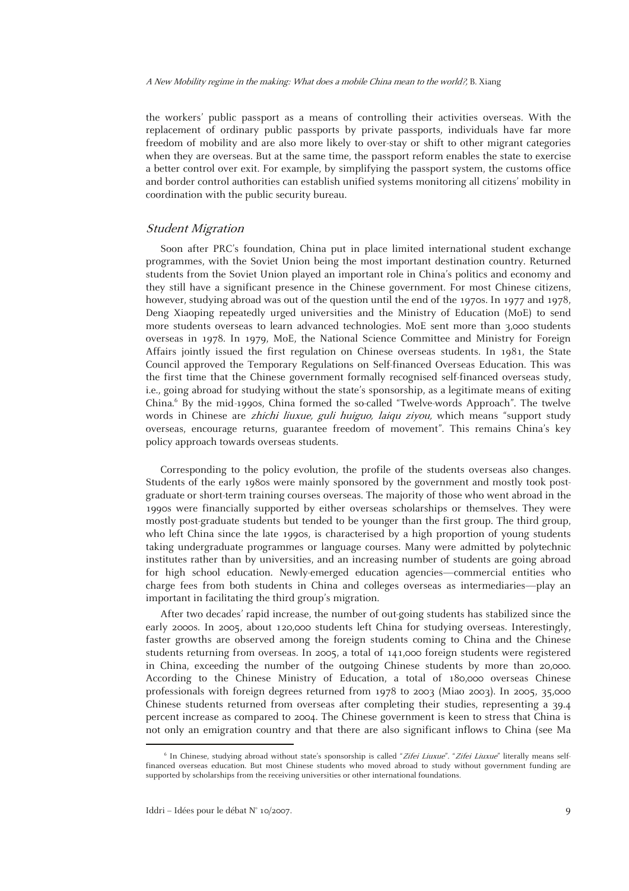the workers' public passport as a means of controlling their activities overseas. With the replacement of ordinary public passports by private passports, individuals have far more freedom of mobility and are also more likely to over-stay or shift to other migrant categories when they are overseas. But at the same time, the passport reform enables the state to exercise a better control over exit. For example, by simplifying the passport system, the customs office and border control authorities can establish unified systems monitoring all citizens' mobility in coordination with the public security bureau.

### *Student Migration*

Soon after PRC's foundation, China put in place limited international student exchange programmes, with the Soviet Union being the most important destination country. Returned students from the Soviet Union played an important role in China's politics and economy and they still have a significant presence in the Chinese government. For most Chinese citizens, however, studying abroad was out of the question until the end of the 1970s. In 1977 and 1978, Deng Xiaoping repeatedly urged universities and the Ministry of Education (MoE) to send more students overseas to learn advanced technologies. MoE sent more than 3,000 students overseas in 1978. In 1979, MoE, the National Science Committee and Ministry for Foreign Affairs jointly issued the first regulation on Chinese overseas students. In 1981, the State Council approved the Temporary Regulations on Self-financed Overseas Education. This was the first time that the Chinese government formally recognised self-financed overseas study, i.e., going abroad for studying without the state's sponsorship, as a legitimate means of exiting China.[6] By the mid-1990s, China formed the so-called "Twelve-words Approach". The twelve words in Chinese are *zhichi liuxue, guli huiguo, laiqu ziyou,* which means "support study overseas, encourage returns, guarantee freedom of movement". This remains China's key policy approach towards overseas students.

Corresponding to the policy evolution, the profile of the students overseas also changes. Students of the early 1980s were mainly sponsored by the government and mostly took post-graduate or short-term training courses overseas. The majority of those who went abroad in the 1990s were financially supported by either overseas scholarships or themselves. They were mostly post-graduate students but tended to be younger than the first group. The third group, who left China since the late 1990s, is characterised by a high proportion of young students taking undergraduate programmes or language courses. Many were admitted by polytechnic institutes rather than by universities, and an increasing number of students are going abroad for high school education. Newly-emerged education agencies—commercial entities who charge fees from both students in China and colleges overseas as intermediaries—play an important in facilitating the third group's migration.

After two decades' rapid increase, the number of out-going students has stabilized since the early 2000s. In 2005, about 120,000 students left China for studying overseas. Interestingly, faster growths are observed among the foreign students coming to China and the Chinese students returning from overseas. In 2005, a total of 141,000 foreign students were registered in China, exceeding the number of the outgoing Chinese students by more than 20,000. According to the Chinese Ministry of Education, a total of 180,000 overseas Chinese professionals with foreign degrees returned from 1978 to 2003 (Miao 2003). In 2005, 35,000 Chinese students returned from overseas after completing their studies, representing a 39.4 percent increase as compared to 2004. The Chinese government is keen to stress that China is not only an emigration country and that there are also significant inflows to China (see Ma

[6] In Chinese, studying abroad without state's sponsorship is called "*Zifei Liuxue*". "*Zifei Liuxue*" literally means self-financed overseas education. But most Chinese students who moved abroad to study without government funding are supported by scholarships from the receiving universities or other international foundations.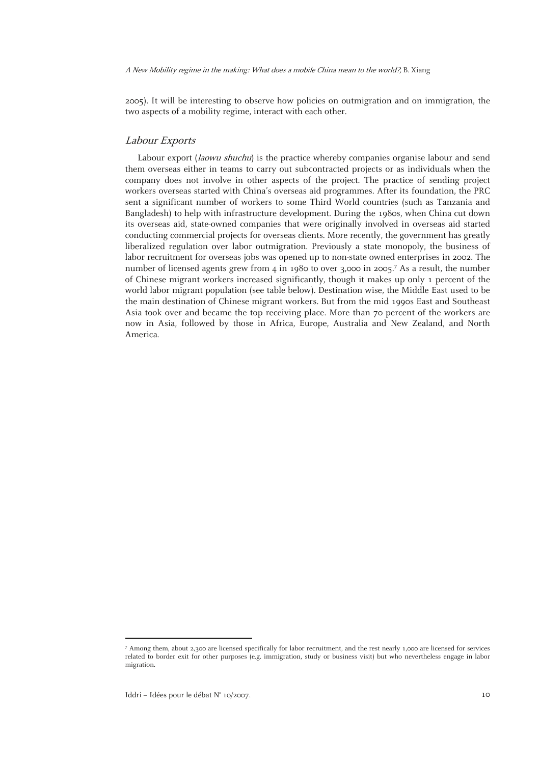2005). It will be interesting to observe how policies on outmigration and on immigration, the two aspects of a mobility regime, interact with each other.

## *Labour Exports*

Labour export (*laowu shuchu*) is the practice whereby companies organise labour and send them overseas either in teams to carry out subcontracted projects or as individuals when the company does not involve in other aspects of the project. The practice of sending project workers overseas started with China's overseas aid programmes. After its foundation, the PRC sent a significant number of workers to some Third World countries (such as Tanzania and Bangladesh) to help with infrastructure development. During the 1980s, when China cut down its overseas aid, state-owned companies that were originally involved in overseas aid started conducting commercial projects for overseas clients. More recently, the government has greatly liberalized regulation over labor outmigration. Previously a state monopoly, the business of labor recruitment for overseas jobs was opened up to non-state owned enterprises in 2002. The number of licensed agents grew from 4 in 1980 to over 3,000 in 2005.[7] As a result, the number of Chinese migrant workers increased significantly, though it makes up only 1 percent of the world labor migrant population (see table below). Destination wise, the Middle East used to be the main destination of Chinese migrant workers. But from the mid 1990s East and Southeast Asia took over and became the top receiving place. More than 70 percent of the workers are now in Asia, followed by those in Africa, Europe, Australia and New Zealand, and North America.

[7] Among them, about 2,300 are licensed specifically for labor recruitment, and the rest nearly 1,000 are licensed for services related to border exit for other purposes (e.g. immigration, study or business visit) but who nevertheless engage in labor migration.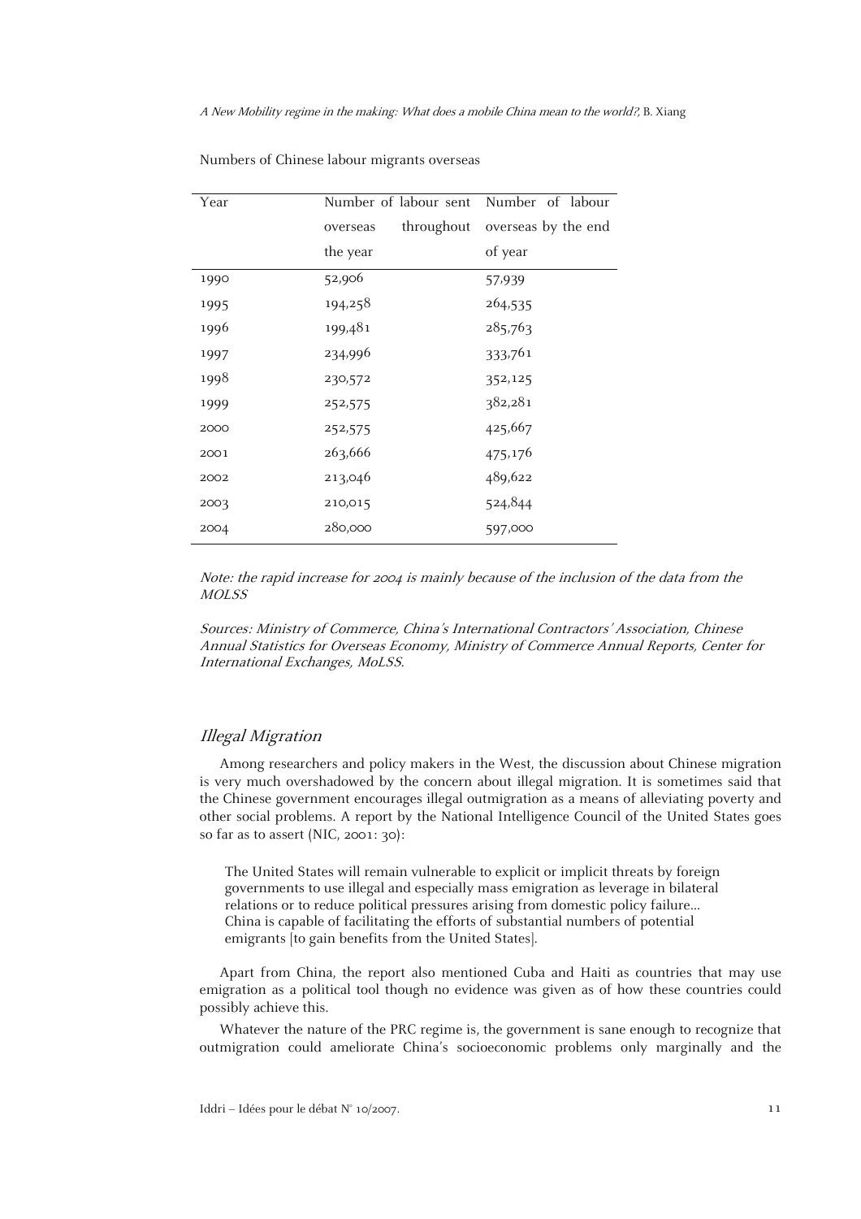Numbers of Chinese labour migrants overseas

| Year | Number of labour sent overseas throughout the year | Number of labour overseas by the end of year |
|---|---|---|
| 1990 | 52,906 | 57,939 |
| 1995 | 194,258 | 264,535 |
| 1996 | 199,481 | 285,763 |
| 1997 | 234,996 | 333,761 |
| 1998 | 230,572 | 352,125 |
| 1999 | 252,575 | 382,281 |
| 2000 | 252,575 | 425,667 |
| 2001 | 263,666 | 475,176 |
| 2002 | 213,046 | 489,622 |
| 2003 | 210,015 | 524,844 |
| 2004 | 280,000 | 597,000 |

*Note: the rapid increase for 2004 is mainly because of the inclusion of the data from the MOLSS*

*Sources: Ministry of Commerce, China's International Contractors' Association, Chinese Annual Statistics for Overseas Economy, Ministry of Commerce Annual Reports, Center for International Exchanges, MoLSS.*

## *Illegal Migration*

Among researchers and policy makers in the West, the discussion about Chinese migration is very much overshadowed by the concern about illegal migration. It is sometimes said that the Chinese government encourages illegal outmigration as a means of alleviating poverty and other social problems. A report by the National Intelligence Council of the United States goes so far as to assert (NIC, 2001: 30):

> The United States will remain vulnerable to explicit or implicit threats by foreign governments to use illegal and especially mass emigration as leverage in bilateral relations or to reduce political pressures arising from domestic policy failure... China is capable of facilitating the efforts of substantial numbers of potential emigrants [to gain benefits from the United States].

Apart from China, the report also mentioned Cuba and Haiti as countries that may use emigration as a political tool though no evidence was given as of how these countries could possibly achieve this.

Whatever the nature of the PRC regime is, the government is sane enough to recognize that outmigration could ameliorate China's socioeconomic problems only marginally and the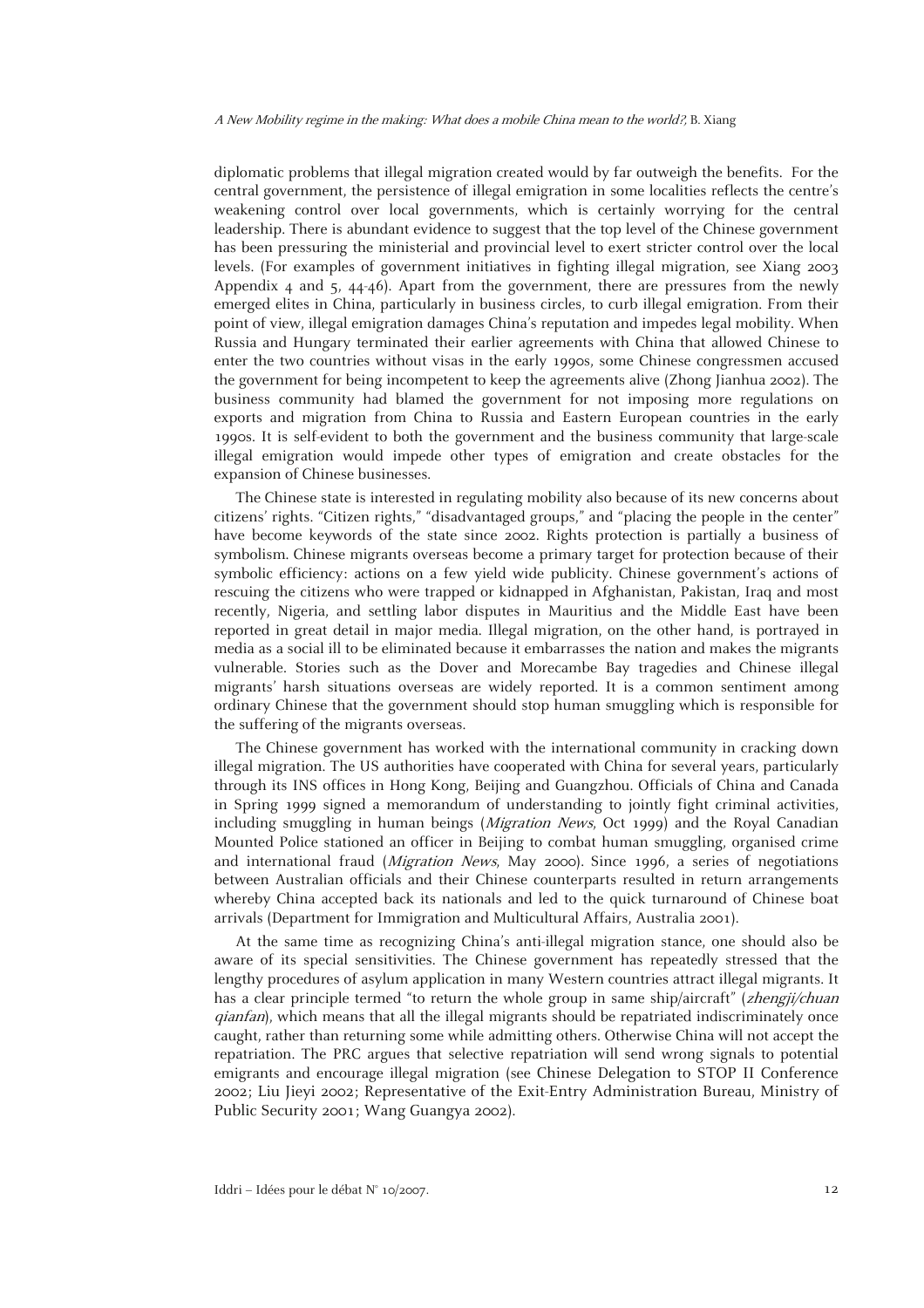diplomatic problems that illegal migration created would by far outweigh the benefits. For the central government, the persistence of illegal emigration in some localities reflects the centre's weakening control over local governments, which is certainly worrying for the central leadership. There is abundant evidence to suggest that the top level of the Chinese government has been pressuring the ministerial and provincial level to exert stricter control over the local levels. (For examples of government initiatives in fighting illegal migration, see Xiang 2003 Appendix 4 and 5, 44-46). Apart from the government, there are pressures from the newly emerged elites in China, particularly in business circles, to curb illegal emigration. From their point of view, illegal emigration damages China's reputation and impedes legal mobility. When Russia and Hungary terminated their earlier agreements with China that allowed Chinese to enter the two countries without visas in the early 1990s, some Chinese congressmen accused the government for being incompetent to keep the agreements alive (Zhong Jianhua 2002). The business community had blamed the government for not imposing more regulations on exports and migration from China to Russia and Eastern European countries in the early 1990s. It is self-evident to both the government and the business community that large-scale illegal emigration would impede other types of emigration and create obstacles for the expansion of Chinese businesses.

The Chinese state is interested in regulating mobility also because of its new concerns about citizens' rights. "Citizen rights," "disadvantaged groups," and "placing the people in the center" have become keywords of the state since 2002. Rights protection is partially a business of symbolism. Chinese migrants overseas become a primary target for protection because of their symbolic efficiency: actions on a few yield wide publicity. Chinese government's actions of rescuing the citizens who were trapped or kidnapped in Afghanistan, Pakistan, Iraq and most recently, Nigeria, and settling labor disputes in Mauritius and the Middle East have been reported in great detail in major media. Illegal migration, on the other hand, is portrayed in media as a social ill to be eliminated because it embarrasses the nation and makes the migrants vulnerable. Stories such as the Dover and Morecambe Bay tragedies and Chinese illegal migrants' harsh situations overseas are widely reported. It is a common sentiment among ordinary Chinese that the government should stop human smuggling which is responsible for the suffering of the migrants overseas.

The Chinese government has worked with the international community in cracking down illegal migration. The US authorities have cooperated with China for several years, particularly through its INS offices in Hong Kong, Beijing and Guangzhou. Officials of China and Canada in Spring 1999 signed a memorandum of understanding to jointly fight criminal activities, including smuggling in human beings (*Migration News*, Oct 1999) and the Royal Canadian Mounted Police stationed an officer in Beijing to combat human smuggling, organised crime and international fraud (*Migration News*, May 2000). Since 1996, a series of negotiations between Australian officials and their Chinese counterparts resulted in return arrangements whereby China accepted back its nationals and led to the quick turnaround of Chinese boat arrivals (Department for Immigration and Multicultural Affairs, Australia 2001).

At the same time as recognizing China's anti-illegal migration stance, one should also be aware of its special sensitivities. The Chinese government has repeatedly stressed that the lengthy procedures of asylum application in many Western countries attract illegal migrants. It has a clear principle termed "to return the whole group in same ship/aircraft" (*zhengji/chuan qianfan*), which means that all the illegal migrants should be repatriated indiscriminately once caught, rather than returning some while admitting others. Otherwise China will not accept the repatriation. The PRC argues that selective repatriation will send wrong signals to potential emigrants and encourage illegal migration (see Chinese Delegation to STOP II Conference 2002; Liu Jieyi 2002; Representative of the Exit-Entry Administration Bureau, Ministry of Public Security 2001; Wang Guangya 2002).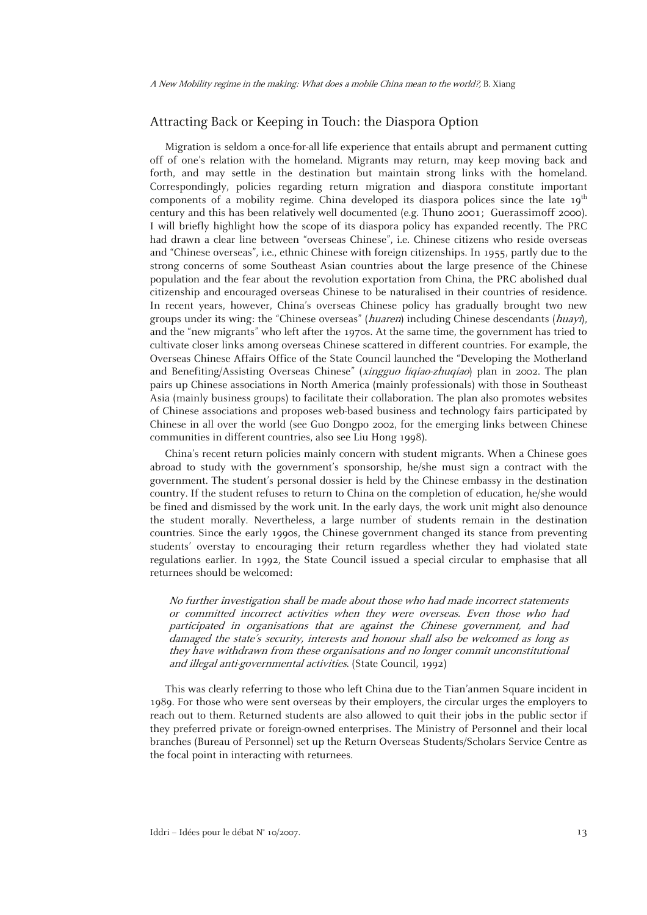## Attracting Back or Keeping in Touch: the Diaspora Option

Migration is seldom a once-for-all life experience that entails abrupt and permanent cutting off of one's relation with the homeland. Migrants may return, may keep moving back and forth, and may settle in the destination but maintain strong links with the homeland. Correspondingly, policies regarding return migration and diaspora constitute important components of a mobility regime. China developed its diaspora polices since the late 19th century and this has been relatively well documented (e.g. Thuno 2001; Guerassimoff 2000). I will briefly highlight how the scope of its diaspora policy has expanded recently. The PRC had drawn a clear line between "overseas Chinese", i.e. Chinese citizens who reside overseas and "Chinese overseas", i.e., ethnic Chinese with foreign citizenships. In 1955, partly due to the strong concerns of some Southeast Asian countries about the large presence of the Chinese population and the fear about the revolution exportation from China, the PRC abolished dual citizenship and encouraged overseas Chinese to be naturalised in their countries of residence. In recent years, however, China's overseas Chinese policy has gradually brought two new groups under its wing: the "Chinese overseas" (*huaren*) including Chinese descendants (*huayi*), and the "new migrants" who left after the 1970s. At the same time, the government has tried to cultivate closer links among overseas Chinese scattered in different countries. For example, the Overseas Chinese Affairs Office of the State Council launched the "Developing the Motherland and Benefiting/Assisting Overseas Chinese" (*xingguo liqiao-zhuqiao*) plan in 2002. The plan pairs up Chinese associations in North America (mainly professionals) with those in Southeast Asia (mainly business groups) to facilitate their collaboration. The plan also promotes websites of Chinese associations and proposes web-based business and technology fairs participated by Chinese in all over the world (see Guo Dongpo 2002, for the emerging links between Chinese communities in different countries, also see Liu Hong 1998).

China's recent return policies mainly concern with student migrants. When a Chinese goes abroad to study with the government's sponsorship, he/she must sign a contract with the government. The student's personal dossier is held by the Chinese embassy in the destination country. If the student refuses to return to China on the completion of education, he/she would be fined and dismissed by the work unit. In the early days, the work unit might also denounce the student morally. Nevertheless, a large number of students remain in the destination countries. Since the early 1990s, the Chinese government changed its stance from preventing students' overstay to encouraging their return regardless whether they had violated state regulations earlier. In 1992, the State Council issued a special circular to emphasise that all returnees should be welcomed:

> *No further investigation shall be made about those who had made incorrect statements or committed incorrect activities when they were overseas. Even those who had participated in organisations that are against the Chinese government, and had damaged the state's security, interests and honour shall also be welcomed as long as they have withdrawn from these organisations and no longer commit unconstitutional and illegal anti-governmental activities*. (State Council, 1992)

This was clearly referring to those who left China due to the Tian'anmen Square incident in 1989. For those who were sent overseas by their employers, the circular urges the employers to reach out to them. Returned students are also allowed to quit their jobs in the public sector if they preferred private or foreign-owned enterprises. The Ministry of Personnel and their local branches (Bureau of Personnel) set up the Return Overseas Students/Scholars Service Centre as the focal point in interacting with returnees.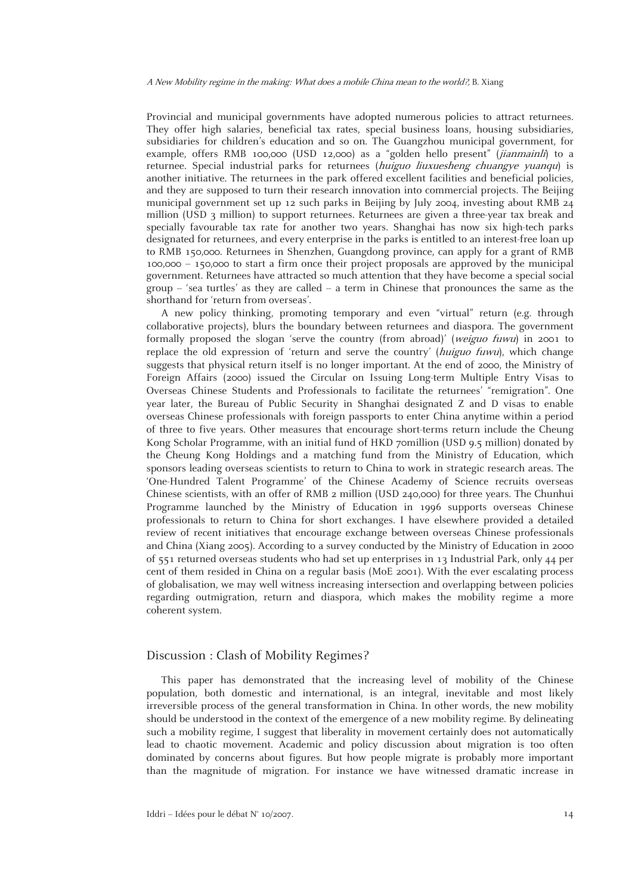Provincial and municipal governments have adopted numerous policies to attract returnees. They offer high salaries, beneficial tax rates, special business loans, housing subsidiaries, subsidiaries for children's education and so on. The Guangzhou municipal government, for example, offers RMB 100,000 (USD 12,000) as a "golden hello present" (*jianmainli*) to a returnee. Special industrial parks for returnees (*huiguo liuxuesheng chuangye yuanqu*) is another initiative. The returnees in the park offered excellent facilities and beneficial policies, and they are supposed to turn their research innovation into commercial projects. The Beijing municipal government set up 12 such parks in Beijing by July 2004, investing about RMB 24 million (USD 3 million) to support returnees. Returnees are given a three-year tax break and specially favourable tax rate for another two years. Shanghai has now six high-tech parks designated for returnees, and every enterprise in the parks is entitled to an interest-free loan up to RMB 150,000. Returnees in Shenzhen, Guangdong province, can apply for a grant of RMB 100,000 – 150,000 to start a firm once their project proposals are approved by the municipal government. Returnees have attracted so much attention that they have become a special social group -- 'sea turtles' as they are called -- a term in Chinese that pronounces the same as the shorthand for 'return from overseas'.

A new policy thinking, promoting temporary and even "virtual" return (e.g. through collaborative projects), blurs the boundary between returnees and diaspora. The government formally proposed the slogan 'serve the country (from abroad)' (*weiguo fuwu*) in 2001 to replace the old expression of 'return and serve the country' (*huiguo fuwu*), which change suggests that physical return itself is no longer important. At the end of 2000, the Ministry of Foreign Affairs (2000) issued the Circular on Issuing Long-term Multiple Entry Visas to Overseas Chinese Students and Professionals to facilitate the returnees' "remigration". One year later, the Bureau of Public Security in Shanghai designated Z and D visas to enable overseas Chinese professionals with foreign passports to enter China anytime within a period of three to five years. Other measures that encourage short-terms return include the Cheung Kong Scholar Programme, with an initial fund of HKD 70million (USD 9.5 million) donated by the Cheung Kong Holdings and a matching fund from the Ministry of Education, which sponsors leading overseas scientists to return to China to work in strategic research areas. The 'One-Hundred Talent Programme' of the Chinese Academy of Science recruits overseas Chinese scientists, with an offer of RMB 2 million (USD 240,000) for three years. The Chunhui Programme launched by the Ministry of Education in 1996 supports overseas Chinese professionals to return to China for short exchanges. I have elsewhere provided a detailed review of recent initiatives that encourage exchange between overseas Chinese professionals and China (Xiang 2005). According to a survey conducted by the Ministry of Education in 2000 of 551 returned overseas students who had set up enterprises in 13 Industrial Park, only 44 per cent of them resided in China on a regular basis (MoE 2001). With the ever escalating process of globalisation, we may well witness increasing intersection and overlapping between policies regarding outmigration, return and diaspora, which makes the mobility regime a more coherent system.

## Discussion : Clash of Mobility Regimes?

This paper has demonstrated that the increasing level of mobility of the Chinese population, both domestic and international, is an integral, inevitable and most likely irreversible process of the general transformation in China. In other words, the new mobility should be understood in the context of the emergence of a new mobility regime. By delineating such a mobility regime, I suggest that liberality in movement certainly does not automatically lead to chaotic movement. Academic and policy discussion about migration is too often dominated by concerns about figures. But how people migrate is probably more important than the magnitude of migration. For instance we have witnessed dramatic increase in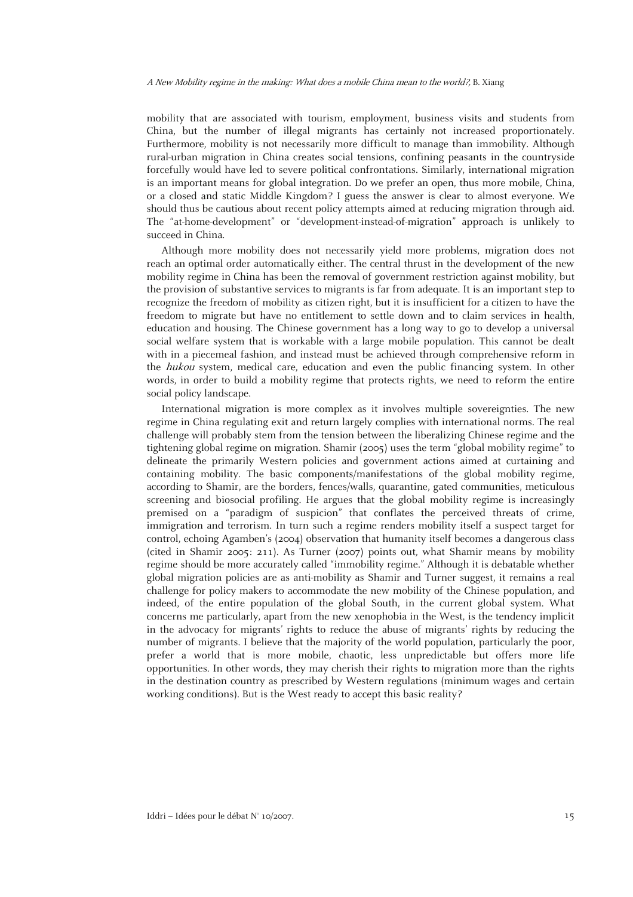mobility that are associated with tourism, employment, business visits and students from China, but the number of illegal migrants has certainly not increased proportionately. Furthermore, mobility is not necessarily more difficult to manage than immobility. Although rural-urban migration in China creates social tensions, confining peasants in the countryside forcefully would have led to severe political confrontations. Similarly, international migration is an important means for global integration. Do we prefer an open, thus more mobile, China, or a closed and static Middle Kingdom? I guess the answer is clear to almost everyone. We should thus be cautious about recent policy attempts aimed at reducing migration through aid. The "at-home-development" or "development-instead-of-migration" approach is unlikely to succeed in China.

Although more mobility does not necessarily yield more problems, migration does not reach an optimal order automatically either. The central thrust in the development of the new mobility regime in China has been the removal of government restriction against mobility, but the provision of substantive services to migrants is far from adequate. It is an important step to recognize the freedom of mobility as citizen right, but it is insufficient for a citizen to have the freedom to migrate but have no entitlement to settle down and to claim services in health, education and housing. The Chinese government has a long way to go to develop a universal social welfare system that is workable with a large mobile population. This cannot be dealt with in a piecemeal fashion, and instead must be achieved through comprehensive reform in the *hukou* system, medical care, education and even the public financing system. In other words, in order to build a mobility regime that protects rights, we need to reform the entire social policy landscape.

International migration is more complex as it involves multiple sovereignties. The new regime in China regulating exit and return largely complies with international norms. The real challenge will probably stem from the tension between the liberalizing Chinese regime and the tightening global regime on migration. Shamir (2005) uses the term "global mobility regime" to delineate the primarily Western policies and government actions aimed at curtaining and containing mobility. The basic components/manifestations of the global mobility regime, according to Shamir, are the borders, fences/walls, quarantine, gated communities, meticulous screening and biosocial profiling. He argues that the global mobility regime is increasingly premised on a "paradigm of suspicion" that conflates the perceived threats of crime, immigration and terrorism. In turn such a regime renders mobility itself a suspect target for control, echoing Agamben's (2004) observation that humanity itself becomes a dangerous class (cited in Shamir 2005: 211). As Turner (2007) points out, what Shamir means by mobility regime should be more accurately called "immobility regime." Although it is debatable whether global migration policies are as anti-mobility as Shamir and Turner suggest, it remains a real challenge for policy makers to accommodate the new mobility of the Chinese population, and indeed, of the entire population of the global South, in the current global system. What concerns me particularly, apart from the new xenophobia in the West, is the tendency implicit in the advocacy for migrants' rights to reduce the abuse of migrants' rights by reducing the number of migrants. I believe that the majority of the world population, particularly the poor, prefer a world that is more mobile, chaotic, less unpredictable but offers more life opportunities. In other words, they may cherish their rights to migration more than the rights in the destination country as prescribed by Western regulations (minimum wages and certain working conditions). But is the West ready to accept this basic reality?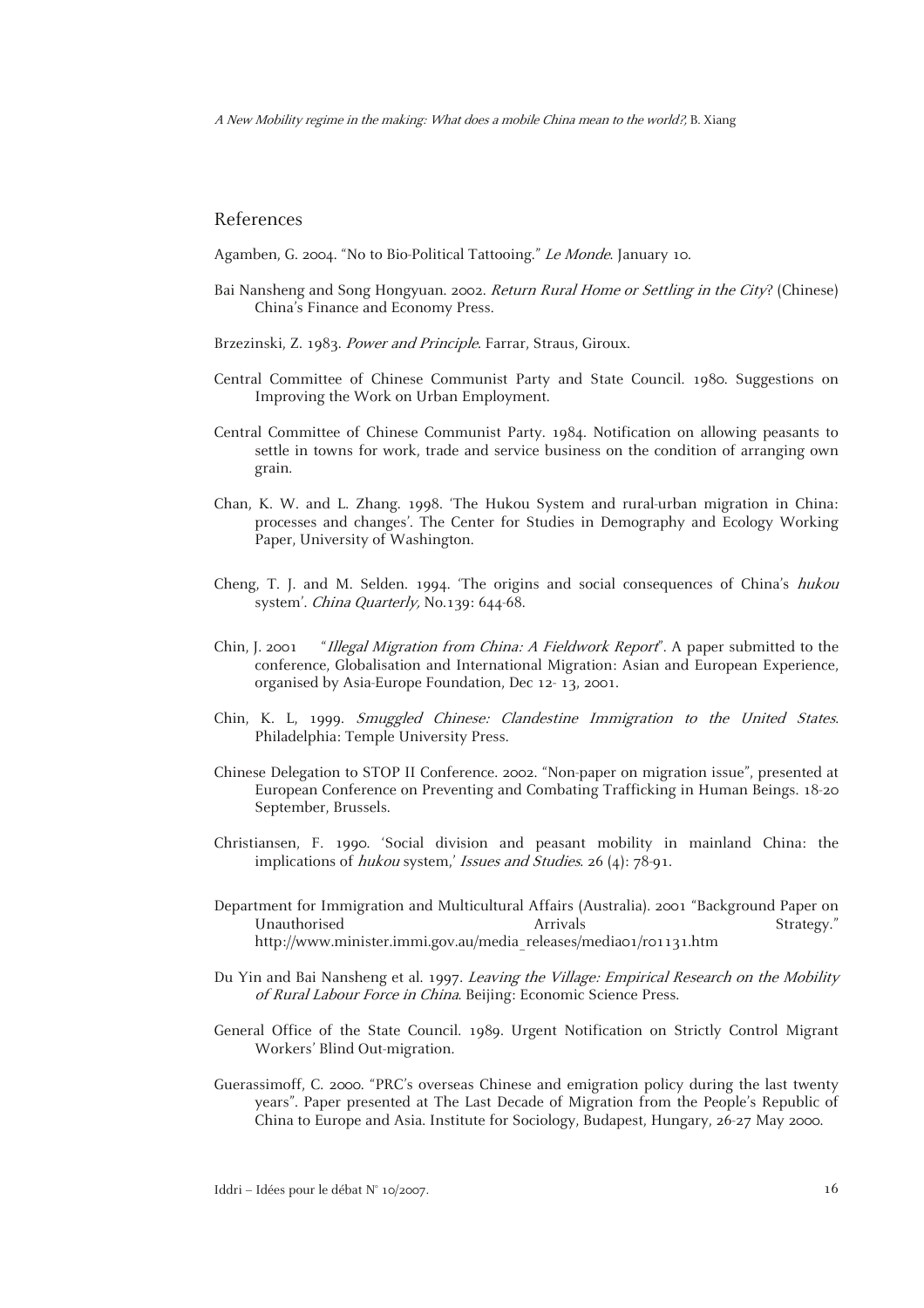## References

Agamben, G. 2004. "No to Bio-Political Tattooing." *Le Monde*. January 10.

Bai Nansheng and Song Hongyuan. 2002. *Return Rural Home or Settling in the City*? (Chinese) China's Finance and Economy Press.

Brzezinski, Z. 1983. *Power and Principle*. Farrar, Straus, Giroux.

Central Committee of Chinese Communist Party and State Council. 1980. Suggestions on Improving the Work on Urban Employment.

Central Committee of Chinese Communist Party. 1984. Notification on allowing peasants to settle in towns for work, trade and service business on the condition of arranging own grain.

Chan, K. W. and L. Zhang. 1998. 'The Hukou System and rural-urban migration in China: processes and changes'. The Center for Studies in Demography and Ecology Working Paper, University of Washington.

Cheng, T. J. and M. Selden. 1994. 'The origins and social consequences of China's *hukou* system'. *China Quarterly,* No.139: 644-68.

Chin, J. 2001 "*Illegal Migration from China: A Fieldwork Report*". A paper submitted to the conference, Globalisation and International Migration: Asian and European Experience, organised by Asia-Europe Foundation, Dec 12- 13, 2001.

Chin, K. L, 1999. *Smuggled Chinese: Clandestine Immigration to the United States*. Philadelphia: Temple University Press.

Chinese Delegation to STOP II Conference. 2002. "Non-paper on migration issue", presented at European Conference on Preventing and Combating Trafficking in Human Beings. 18-20 September, Brussels.

Christiansen, F. 1990. 'Social division and peasant mobility in mainland China: the implications of *hukou* system,' *Issues and Studies*. 26 (4): 78-91.

Department for Immigration and Multicultural Affairs (Australia). 2001 "Background Paper on Unauthorised Arrivals Strategy." http://www.minister.immi.gov.au/media_releases/media01/r01131.htm

Du Yin and Bai Nansheng et al. 1997. *Leaving the Village: Empirical Research on the Mobility of Rural Labour Force in China*. Beijing: Economic Science Press.

General Office of the State Council. 1989. Urgent Notification on Strictly Control Migrant Workers' Blind Out-migration.

Guerassimoff, C. 2000. "PRC's overseas Chinese and emigration policy during the last twenty years". Paper presented at The Last Decade of Migration from the People's Republic of China to Europe and Asia. Institute for Sociology, Budapest, Hungary, 26-27 May 2000.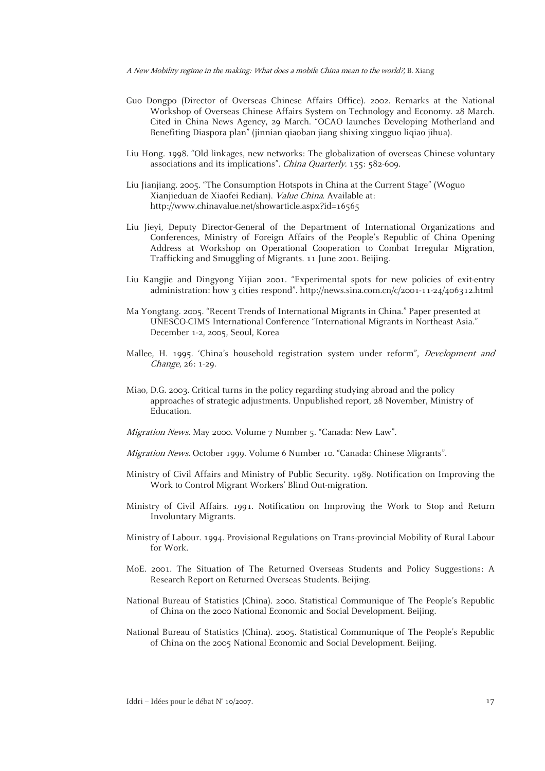Guo Dongpo (Director of Overseas Chinese Affairs Office). 2002. Remarks at the National Workshop of Overseas Chinese Affairs System on Technology and Economy. 28 March. Cited in China News Agency, 29 March. "OCAO launches Developing Motherland and Benefiting Diaspora plan" (jinnian qiaoban jiang shixing xingguo liqiao jihua).

Liu Hong. 1998. "Old linkages, new networks: The globalization of overseas Chinese voluntary associations and its implications". *China Quarterly*. 155: 582-609.

Liu Jianjiang. 2005. "The Consumption Hotspots in China at the Current Stage" (Woguo Xianjieduan de Xiaofei Redian). *Value China*. Available at: http://www.chinavalue.net/showarticle.aspx?id=16565

Liu Jieyi, Deputy Director-General of the Department of International Organizations and Conferences, Ministry of Foreign Affairs of the People's Republic of China Opening Address at Workshop on Operational Cooperation to Combat Irregular Migration, Trafficking and Smuggling of Migrants. 11 June 2001. Beijing.

Liu Kangjie and Dingyong Yijian 2001. "Experimental spots for new policies of exit-entry administration: how 3 cities respond". http://news.sina.com.cn/c/2001-11-24/406312.html

Ma Yongtang. 2005. "Recent Trends of International Migrants in China." Paper presented at UNESCO-CIMS International Conference "International Migrants in Northeast Asia." December 1-2, 2005, Seoul, Korea

Mallee, H. 1995. 'China's household registration system under reform", *Development and Change*, 26: 1-29.

Miao, D.G. 2003. Critical turns in the policy regarding studying abroad and the policy approaches of strategic adjustments. Unpublished report, 28 November, Ministry of Education.

*Migration News*. May 2000. Volume 7 Number 5. "Canada: New Law".

*Migration News*. October 1999. Volume 6 Number 10. "Canada: Chinese Migrants".

Ministry of Civil Affairs and Ministry of Public Security. 1989. Notification on Improving the Work to Control Migrant Workers' Blind Out-migration.

Ministry of Civil Affairs. 1991. Notification on Improving the Work to Stop and Return Involuntary Migrants.

Ministry of Labour. 1994. Provisional Regulations on Trans-provincial Mobility of Rural Labour for Work.

MoE. 2001. The Situation of The Returned Overseas Students and Policy Suggestions: A Research Report on Returned Overseas Students. Beijing.

National Bureau of Statistics (China). 2000. Statistical Communique of The People's Republic of China on the 2000 National Economic and Social Development. Beijing.

National Bureau of Statistics (China). 2005. Statistical Communique of The People's Republic of China on the 2005 National Economic and Social Development. Beijing.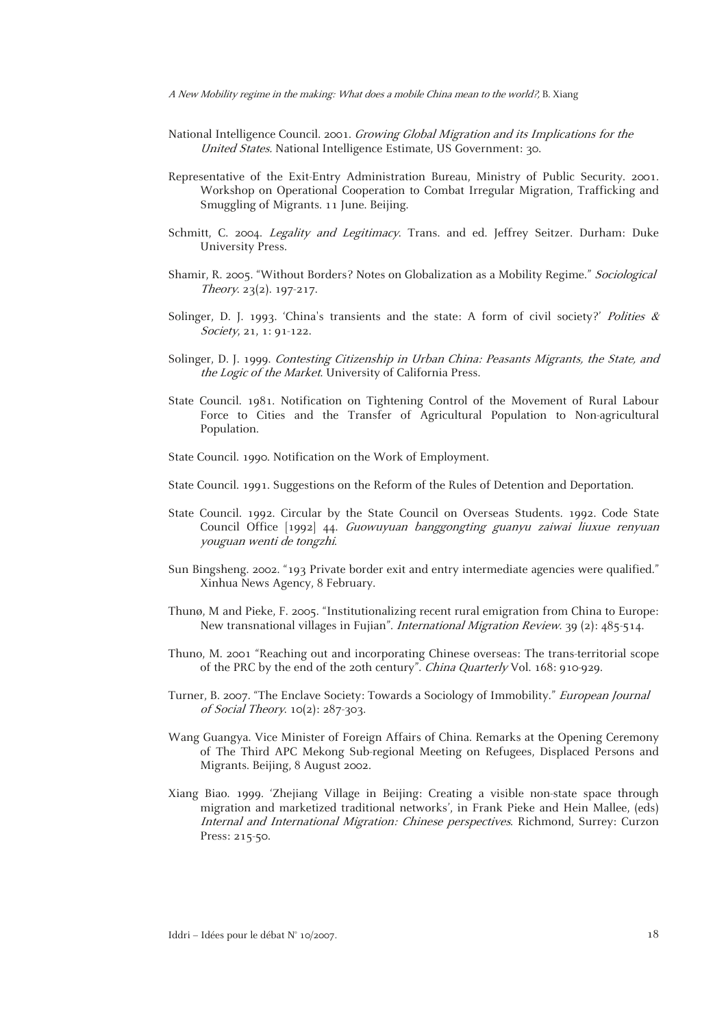National Intelligence Council. 2001. *Growing Global Migration and its Implications for the United States*. National Intelligence Estimate, US Government: 30.

Representative of the Exit-Entry Administration Bureau, Ministry of Public Security. 2001. Workshop on Operational Cooperation to Combat Irregular Migration, Trafficking and Smuggling of Migrants. 11 June. Beijing.

Schmitt, C. 2004. *Legality and Legitimacy*. Trans. and ed. Jeffrey Seitzer. Durham: Duke University Press.

Shamir, R. 2005. "Without Borders? Notes on Globalization as a Mobility Regime." *Sociological Theory*. 23(2). 197-217.

Solinger, D. J. 1993. 'China's transients and the state: A form of civil society?' *Polities & Society*, 21, 1: 91-122.

Solinger, D. J. 1999. *Contesting Citizenship in Urban China: Peasants Migrants, the State, and the Logic of the Market*. University of California Press.

State Council. 1981. Notification on Tightening Control of the Movement of Rural Labour Force to Cities and the Transfer of Agricultural Population to Non-agricultural Population.

State Council. 1990. Notification on the Work of Employment.

State Council. 1991. Suggestions on the Reform of the Rules of Detention and Deportation.

State Council. 1992. Circular by the State Council on Overseas Students. 1992. Code State Council Office [1992] 44. *Guowuyuan banggongting guanyu zaiwai liuxue renyuan youguan wenti de tongzhi*.

Sun Bingsheng. 2002. "193 Private border exit and entry intermediate agencies were qualified." Xinhua News Agency, 8 February.

Thunø, M and Pieke, F. 2005. "Institutionalizing recent rural emigration from China to Europe: New transnational villages in Fujian". *International Migration Review*. 39 (2): 485-514.

Thuno, M. 2001 "Reaching out and incorporating Chinese overseas: The trans-territorial scope of the PRC by the end of the 20th century". *China Quarterly* Vol. 168: 910-929.

Turner, B. 2007. "The Enclave Society: Towards a Sociology of Immobility." *European Journal of Social Theory*. 10(2): 287-303.

Wang Guangya. Vice Minister of Foreign Affairs of China. Remarks at the Opening Ceremony of The Third APC Mekong Sub-regional Meeting on Refugees, Displaced Persons and Migrants. Beijing, 8 August 2002.

Xiang Biao. 1999. 'Zhejiang Village in Beijing: Creating a visible non-state space through migration and marketized traditional networks', in Frank Pieke and Hein Mallee, (eds) *Internal and International Migration: Chinese perspectives*. Richmond, Surrey: Curzon Press: 215-50.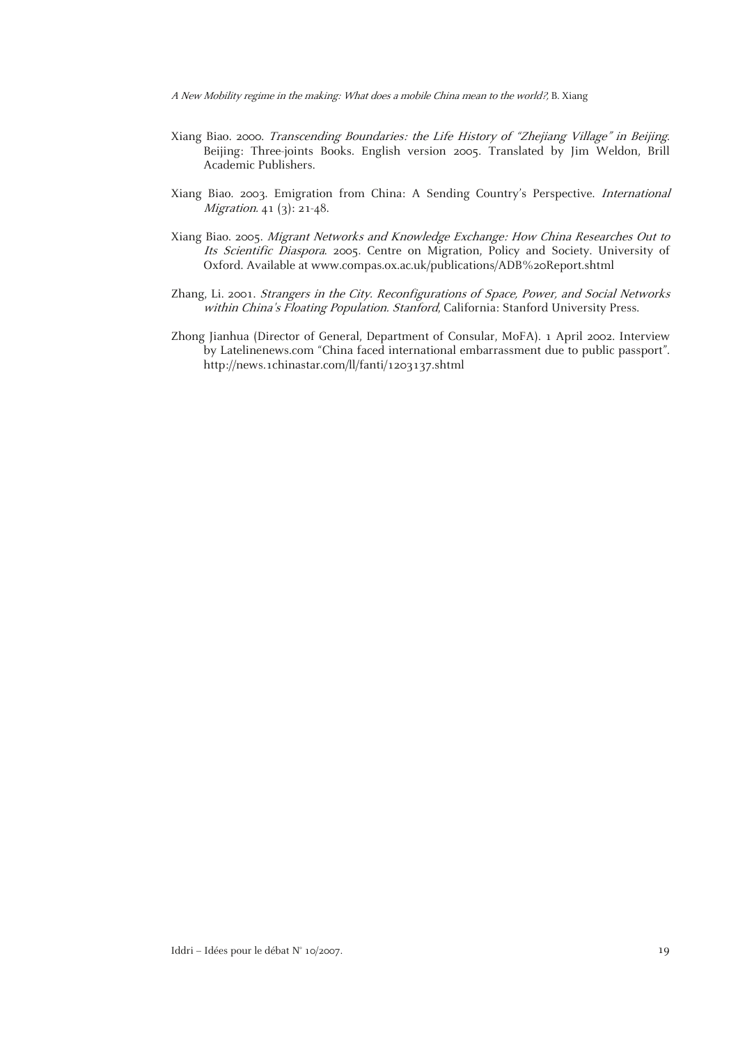Xiang Biao. 2000. *Transcending Boundaries: the Life History of "Zhejiang Village" in Beijing*. Beijing: Three-joints Books. English version 2005. Translated by Jim Weldon, Brill Academic Publishers.

Xiang Biao. 2003. Emigration from China: A Sending Country's Perspective. *International Migration*. 41 (3): 21-48.

Xiang Biao. 2005. *Migrant Networks and Knowledge Exchange: How China Researches Out to Its Scientific Diaspora*. 2005. Centre on Migration, Policy and Society. University of Oxford. Available at www.compas.ox.ac.uk/publications/ADB%20Report.shtml

Zhang, Li. 2001. *Strangers in the City. Reconfigurations of Space, Power, and Social Networks within China's Floating Population. Stanford*, California: Stanford University Press.

Zhong Jianhua (Director of General, Department of Consular, MoFA). 1 April 2002. Interview by Latelinenews.com "China faced international embarrassment due to public passport". http://news.1chinastar.com/ll/fanti/1203137.shtml